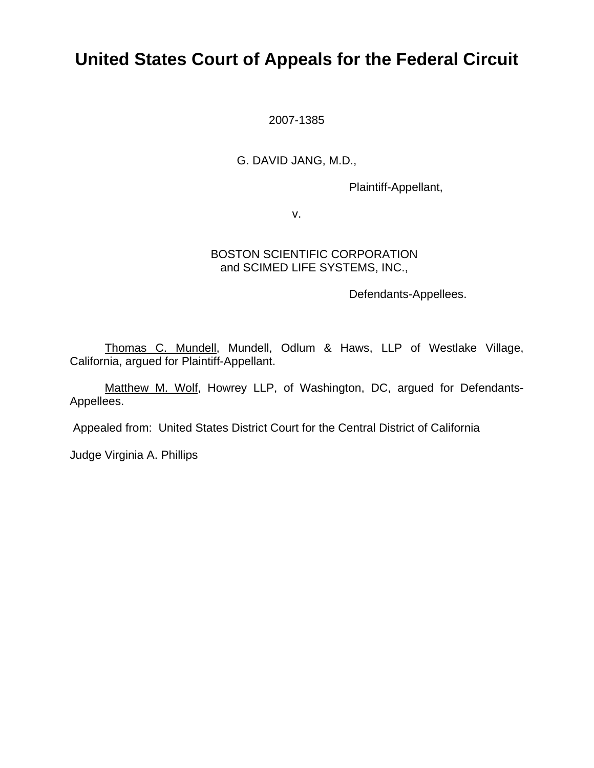# United States Court of Appeals for the Federal Circuit

2007-1385

G. DAVID JANG, M.D.,

Plaintiff-Appellant,

v.

BOSTON SCIENTIFIC CORPORATION
and SCIMED LIFE SYSTEMS, INC.,

Defendants-Appellees.

Thomas C. Mundell, Mundell, Odlum & Haws, LLP of Westlake Village, California, argued for Plaintiff-Appellant.

Matthew M. Wolf, Howrey LLP, of Washington, DC, argued for Defendants-Appellees.

Appealed from: United States District Court for the Central District of California

Judge Virginia A. Phillips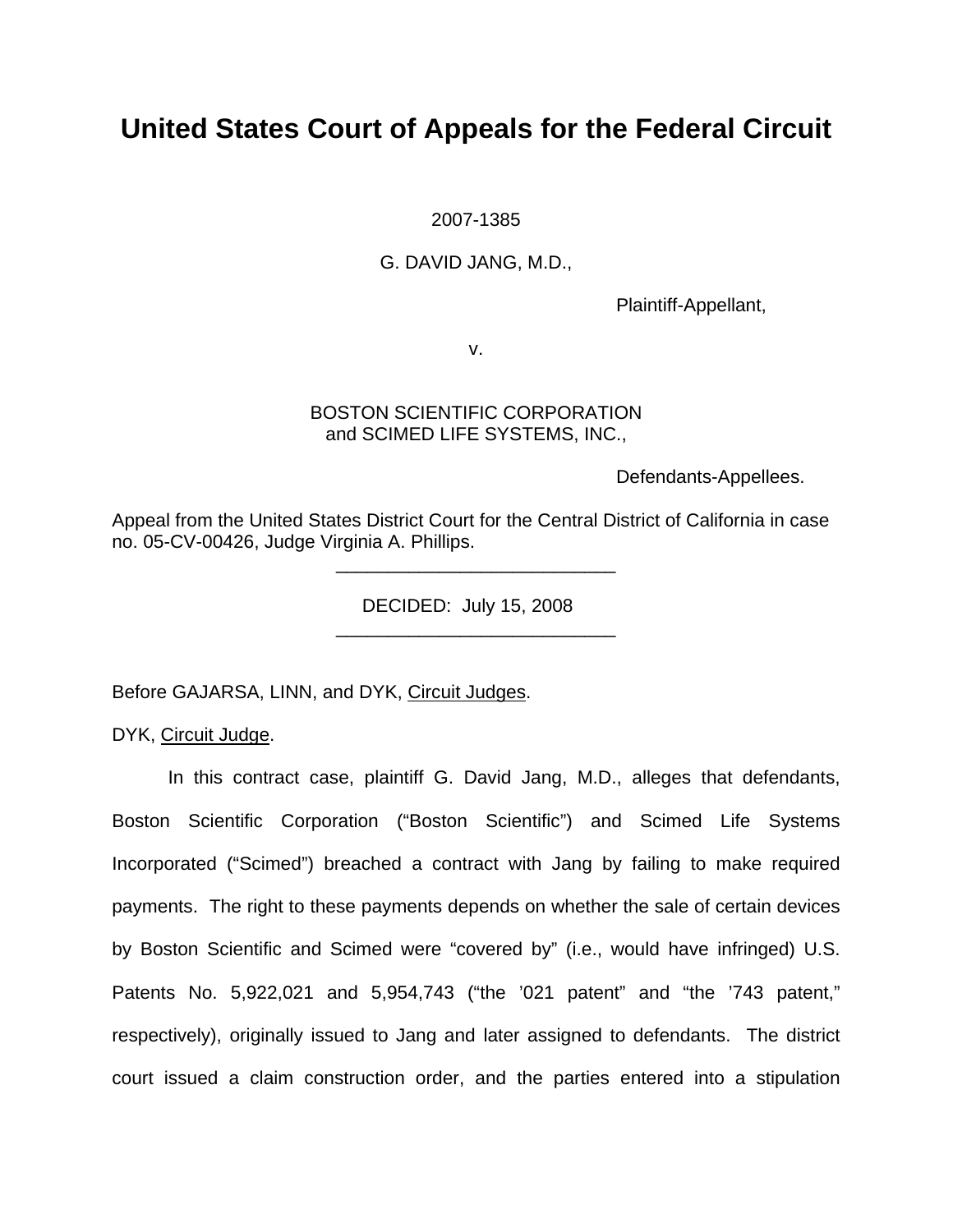# United States Court of Appeals for the Federal Circuit

2007-1385

G. DAVID JANG, M.D.,

Plaintiff-Appellant,

v.

BOSTON SCIENTIFIC CORPORATION
and SCIMED LIFE SYSTEMS, INC.,

Defendants-Appellees.

Appeal from the United States District Court for the Central District of California in case no. 05-CV-00426, Judge Virginia A. Phillips.

---

DECIDED: July 15, 2008

---

Before GAJARSA, LINN, and DYK, Circuit Judges.

DYK, Circuit Judge.

In this contract case, plaintiff G. David Jang, M.D., alleges that defendants, Boston Scientific Corporation ("Boston Scientific") and Scimed Life Systems Incorporated ("Scimed") breached a contract with Jang by failing to make required payments. The right to these payments depends on whether the sale of certain devices by Boston Scientific and Scimed were "covered by" (i.e., would have infringed) U.S. Patents No. 5,922,021 and 5,954,743 ("the '021 patent" and "the '743 patent," respectively), originally issued to Jang and later assigned to defendants. The district court issued a claim construction order, and the parties entered into a stipulation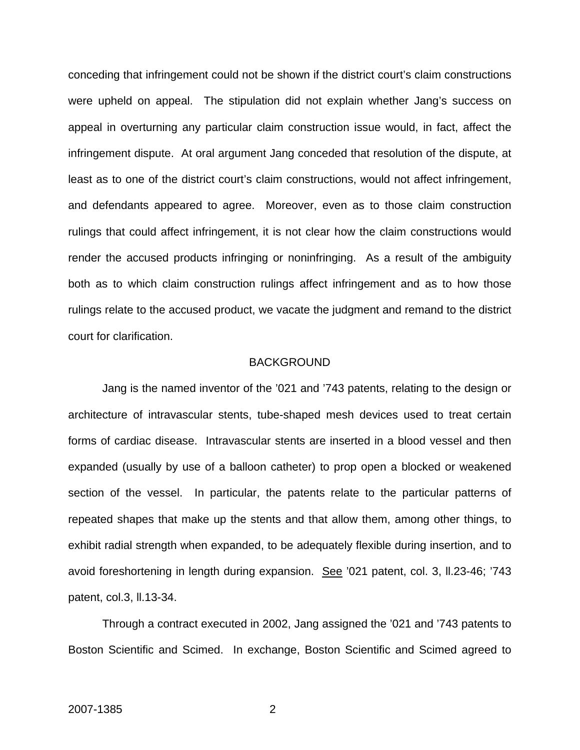conceding that infringement could not be shown if the district court's claim constructions were upheld on appeal. The stipulation did not explain whether Jang's success on appeal in overturning any particular claim construction issue would, in fact, affect the infringement dispute. At oral argument Jang conceded that resolution of the dispute, at least as to one of the district court's claim constructions, would not affect infringement, and defendants appeared to agree. Moreover, even as to those claim construction rulings that could affect infringement, it is not clear how the claim constructions would render the accused products infringing or noninfringing. As a result of the ambiguity both as to which claim construction rulings affect infringement and as to how those rulings relate to the accused product, we vacate the judgment and remand to the district court for clarification.

## BACKGROUND

Jang is the named inventor of the '021 and '743 patents, relating to the design or architecture of intravascular stents, tube-shaped mesh devices used to treat certain forms of cardiac disease. Intravascular stents are inserted in a blood vessel and then expanded (usually by use of a balloon catheter) to prop open a blocked or weakened section of the vessel. In particular, the patents relate to the particular patterns of repeated shapes that make up the stents and that allow them, among other things, to exhibit radial strength when expanded, to be adequately flexible during insertion, and to avoid foreshortening in length during expansion. See '021 patent, col. 3, ll.23-46; '743 patent, col.3, ll.13-34.

Through a contract executed in 2002, Jang assigned the '021 and '743 patents to Boston Scientific and Scimed. In exchange, Boston Scientific and Scimed agreed to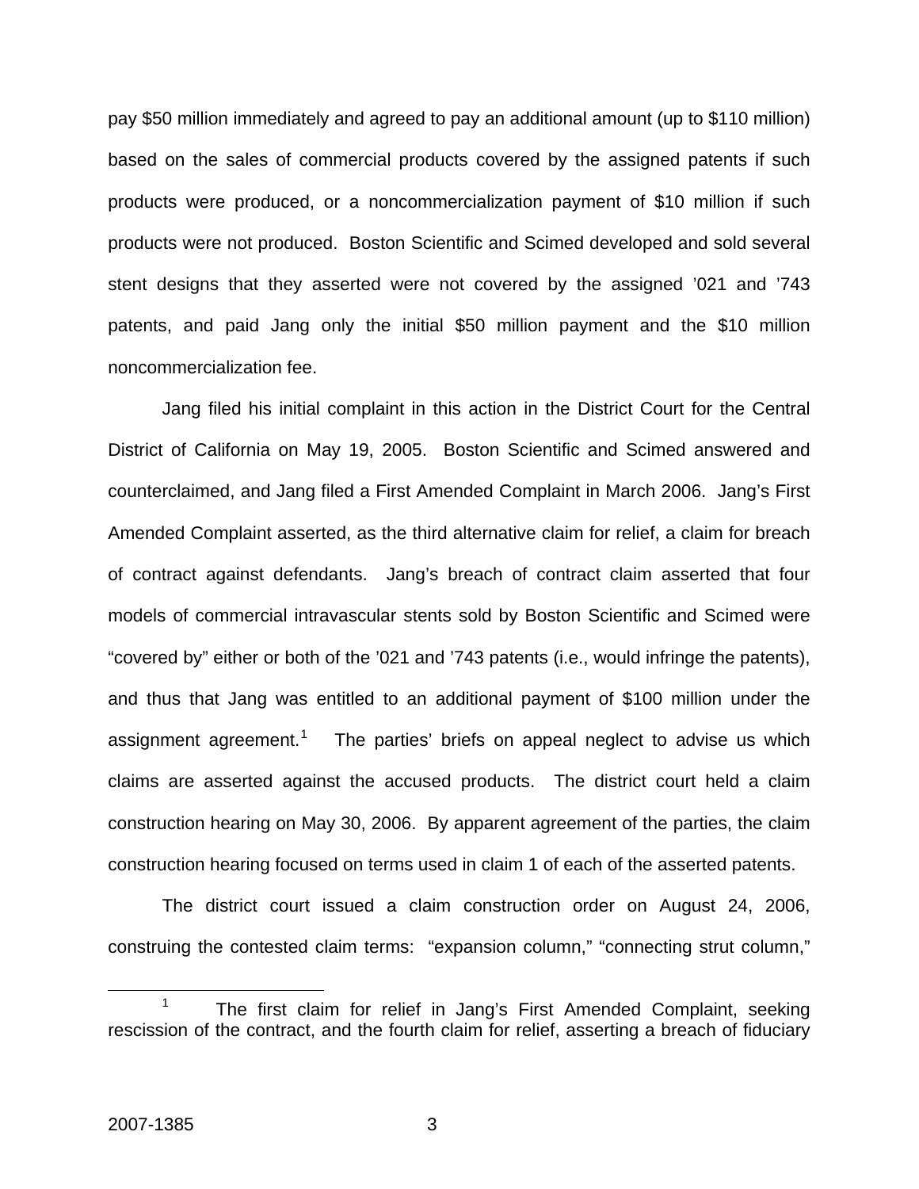pay $50 million immediately and agreed to pay an additional amount (up to $110 million) based on the sales of commercial products covered by the assigned patents if such products were produced, or a noncommercialization payment of $10 million if such products were not produced. Boston Scientific and Scimed developed and sold several stent designs that they asserted were not covered by the assigned '021 and '743 patents, and paid Jang only the initial $50 million payment and the $10 million noncommercialization fee.

Jang filed his initial complaint in this action in the District Court for the Central District of California on May 19, 2005. Boston Scientific and Scimed answered and counterclaimed, and Jang filed a First Amended Complaint in March 2006. Jang's First Amended Complaint asserted, as the third alternative claim for relief, a claim for breach of contract against defendants. Jang's breach of contract claim asserted that four models of commercial intravascular stents sold by Boston Scientific and Scimed were "covered by" either or both of the '021 and '743 patents (i.e., would infringe the patents), and thus that Jang was entitled to an additional payment of $100 million under the assignment agreement.[1] The parties' briefs on appeal neglect to advise us which claims are asserted against the accused products. The district court held a claim construction hearing on May 30, 2006. By apparent agreement of the parties, the claim construction hearing focused on terms used in claim 1 of each of the asserted patents.

The district court issued a claim construction order on August 24, 2006, construing the contested claim terms: "expansion column," "connecting strut column,"

[1] The first claim for relief in Jang's First Amended Complaint, seeking rescission of the contract, and the fourth claim for relief, asserting a breach of fiduciary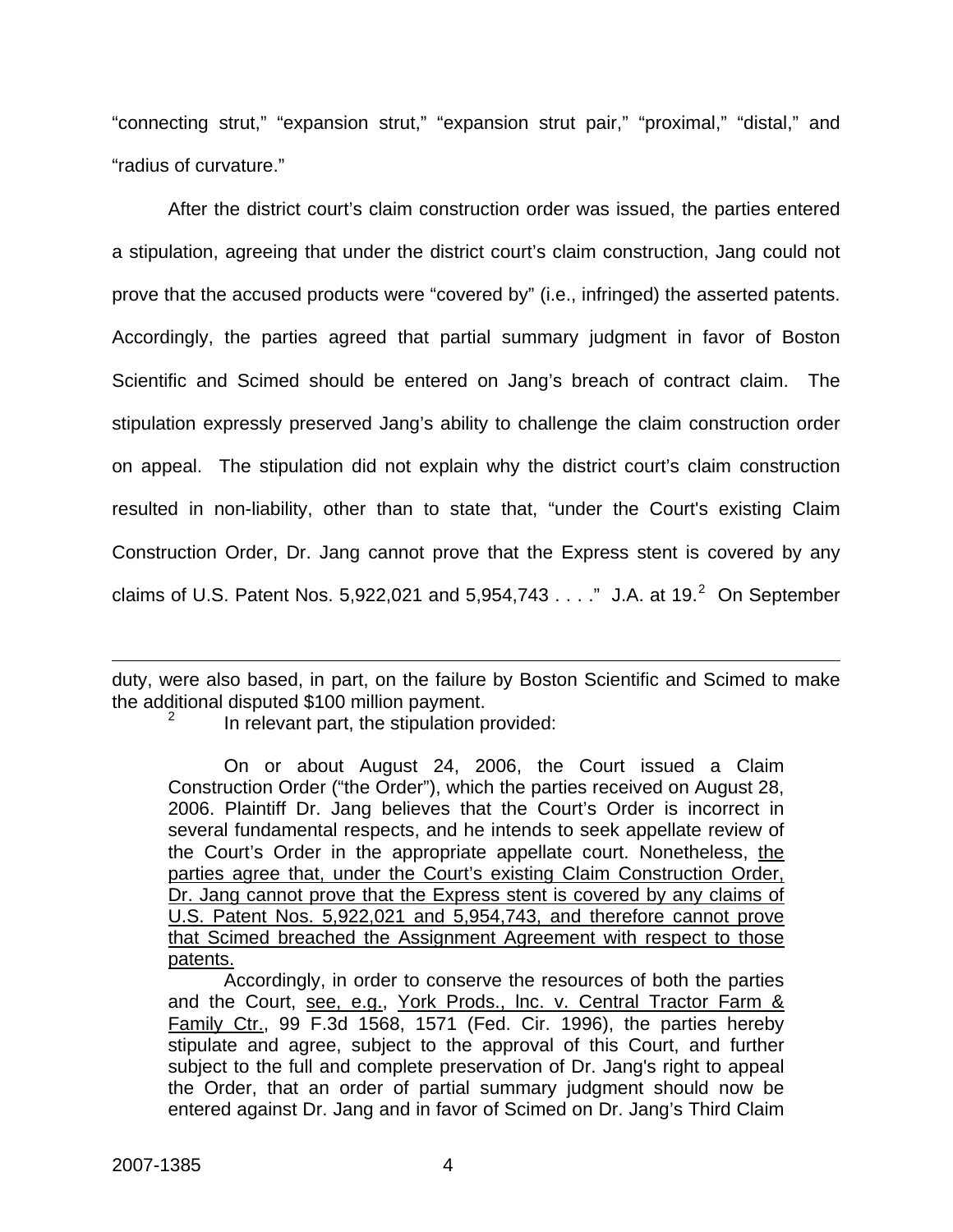"connecting strut," "expansion strut," "expansion strut pair," "proximal," "distal," and "radius of curvature."

After the district court's claim construction order was issued, the parties entered a stipulation, agreeing that under the district court's claim construction, Jang could not prove that the accused products were "covered by" (i.e., infringed) the asserted patents. Accordingly, the parties agreed that partial summary judgment in favor of Boston Scientific and Scimed should be entered on Jang's breach of contract claim. The stipulation expressly preserved Jang's ability to challenge the claim construction order on appeal. The stipulation did not explain why the district court's claim construction resulted in non-liability, other than to state that, "under the Court's existing Claim Construction Order, Dr. Jang cannot prove that the Express stent is covered by any claims of U.S. Patent Nos. 5,922,021 and 5,954,743 . . . ." J.A. at 19.[2] On September

---

duty, were also based, in part, on the failure by Boston Scientific and Scimed to make the additional disputed $100 million payment.

[2] In relevant part, the stipulation provided:

> On or about August 24, 2006, the Court issued a Claim Construction Order ("the Order"), which the parties received on August 28, 2006. Plaintiff Dr. Jang believes that the Court's Order is incorrect in several fundamental respects, and he intends to seek appellate review of the Court's Order in the appropriate appellate court. Nonetheless, <u>the parties agree that, under the Court's existing Claim Construction Order, Dr. Jang cannot prove that the Express stent is covered by any claims of U.S. Patent Nos. 5,922,021 and 5,954,743, and therefore cannot prove that Scimed breached the Assignment Agreement with respect to those patents.</u>
>
> Accordingly, in order to conserve the resources of both the parties and the Court, <u>see, e.g.</u>, <u>York Prods., Inc. v. Central Tractor Farm & Family Ctr.</u>, 99 F.3d 1568, 1571 (Fed. Cir. 1996), the parties hereby stipulate and agree, subject to the approval of this Court, and further subject to the full and complete preservation of Dr. Jang's right to appeal the Order, that an order of partial summary judgment should now be entered against Dr. Jang and in favor of Scimed on Dr. Jang's Third Claim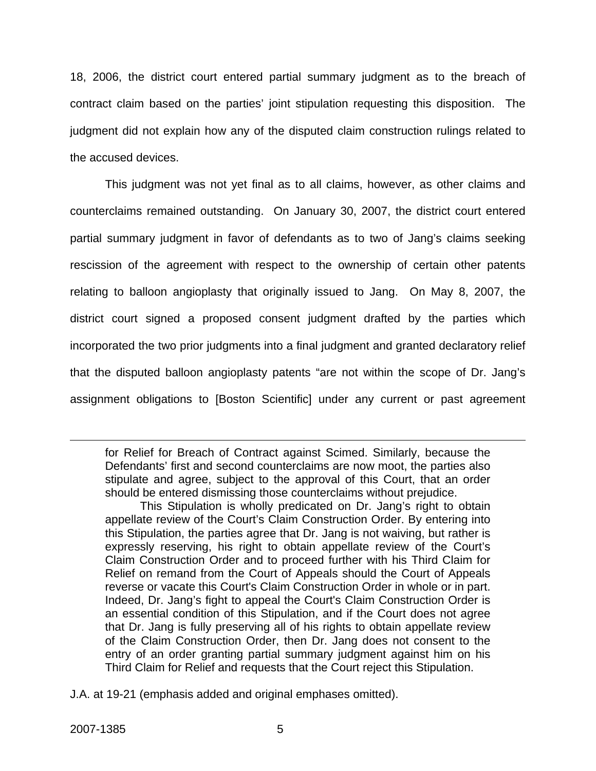18, 2006, the district court entered partial summary judgment as to the breach of contract claim based on the parties' joint stipulation requesting this disposition. The judgment did not explain how any of the disputed claim construction rulings related to the accused devices.

This judgment was not yet final as to all claims, however, as other claims and counterclaims remained outstanding. On January 30, 2007, the district court entered partial summary judgment in favor of defendants as to two of Jang's claims seeking rescission of the agreement with respect to the ownership of certain other patents relating to balloon angioplasty that originally issued to Jang. On May 8, 2007, the district court signed a proposed consent judgment drafted by the parties which incorporated the two prior judgments into a final judgment and granted declaratory relief that the disputed balloon angioplasty patents "are not within the scope of Dr. Jang's assignment obligations to [Boston Scientific] under any current or past agreement

---

for Relief for Breach of Contract against Scimed. Similarly, because the Defendants' first and second counterclaims are now moot, the parties also stipulate and agree, subject to the approval of this Court, that an order should be entered dismissing those counterclaims without prejudice.

This Stipulation is wholly predicated on Dr. Jang's right to obtain appellate review of the Court's Claim Construction Order. By entering into this Stipulation, the parties agree that Dr. Jang is not waiving, but rather is expressly reserving, his right to obtain appellate review of the Court's Claim Construction Order and to proceed further with his Third Claim for Relief on remand from the Court of Appeals should the Court of Appeals reverse or vacate this Court's Claim Construction Order in whole or in part. Indeed, Dr. Jang's fight to appeal the Court's Claim Construction Order is an essential condition of this Stipulation, and if the Court does not agree that Dr. Jang is fully preserving all of his rights to obtain appellate review of the Claim Construction Order, then Dr. Jang does not consent to the entry of an order granting partial summary judgment against him on his Third Claim for Relief and requests that the Court reject this Stipulation.

J.A. at 19-21 (emphasis added and original emphases omitted).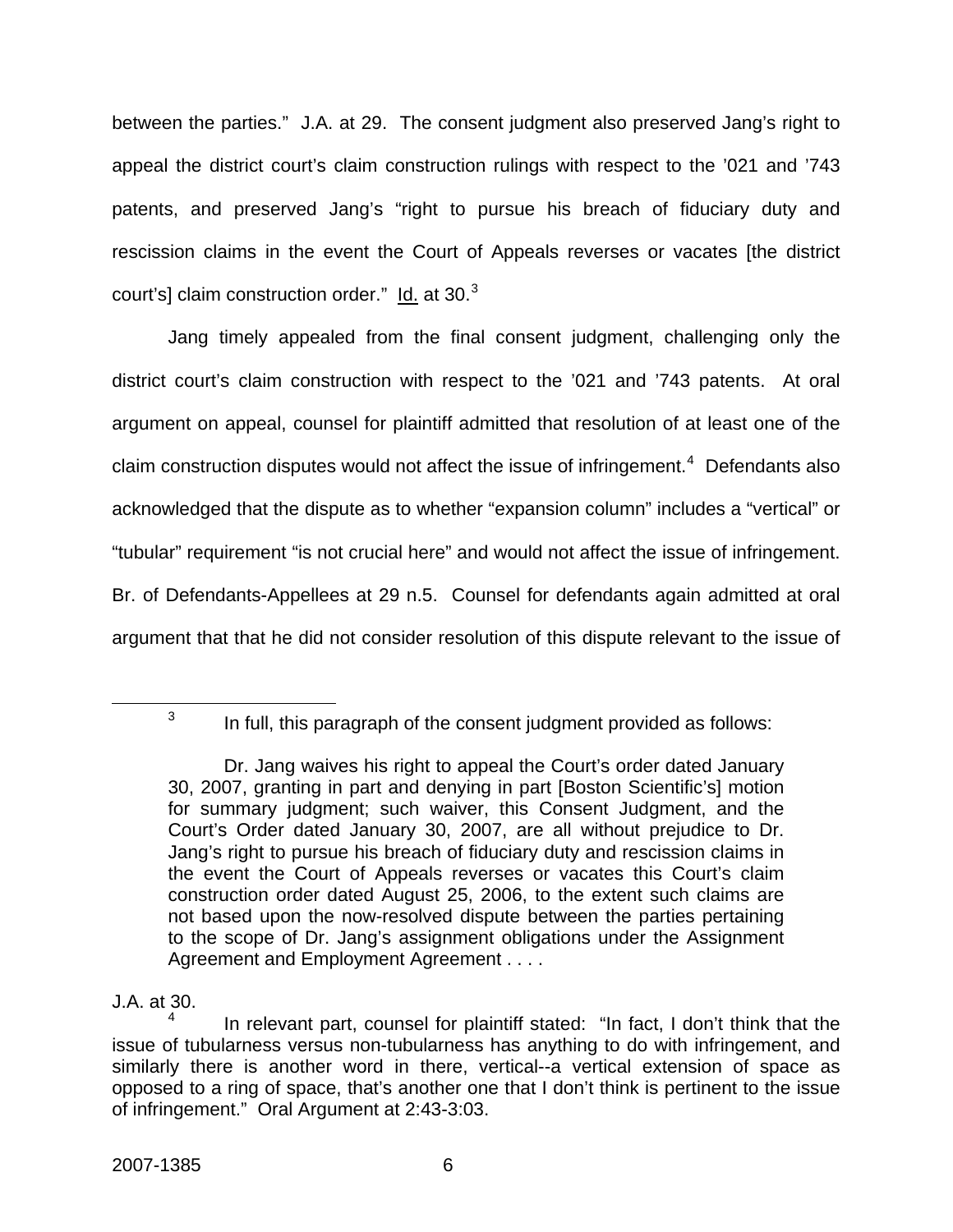between the parties." J.A. at 29. The consent judgment also preserved Jang's right to appeal the district court's claim construction rulings with respect to the '021 and '743 patents, and preserved Jang's "right to pursue his breach of fiduciary duty and rescission claims in the event the Court of Appeals reverses or vacates [the district court's] claim construction order." Id. at 30.[3]

Jang timely appealed from the final consent judgment, challenging only the district court's claim construction with respect to the '021 and '743 patents. At oral argument on appeal, counsel for plaintiff admitted that resolution of at least one of the claim construction disputes would not affect the issue of infringement.[4] Defendants also acknowledged that the dispute as to whether "expansion column" includes a "vertical" or "tubular" requirement "is not crucial here" and would not affect the issue of infringement. Br. of Defendants-Appellees at 29 n.5. Counsel for defendants again admitted at oral argument that that he did not consider resolution of this dispute relevant to the issue of

---

[3] In full, this paragraph of the consent judgment provided as follows:

> Dr. Jang waives his right to appeal the Court's order dated January 30, 2007, granting in part and denying in part [Boston Scientific's] motion for summary judgment; such waiver, this Consent Judgment, and the Court's Order dated January 30, 2007, are all without prejudice to Dr. Jang's right to pursue his breach of fiduciary duty and rescission claims in the event the Court of Appeals reverses or vacates this Court's claim construction order dated August 25, 2006, to the extent such claims are not based upon the now-resolved dispute between the parties pertaining to the scope of Dr. Jang's assignment obligations under the Assignment Agreement and Employment Agreement . . . .

J.A. at 30.

[4] In relevant part, counsel for plaintiff stated: "In fact, I don't think that the issue of tubularness versus non-tubularness has anything to do with infringement, and similarly there is another word in there, vertical--a vertical extension of space as opposed to a ring of space, that's another one that I don't think is pertinent to the issue of infringement." Oral Argument at 2:43-3:03.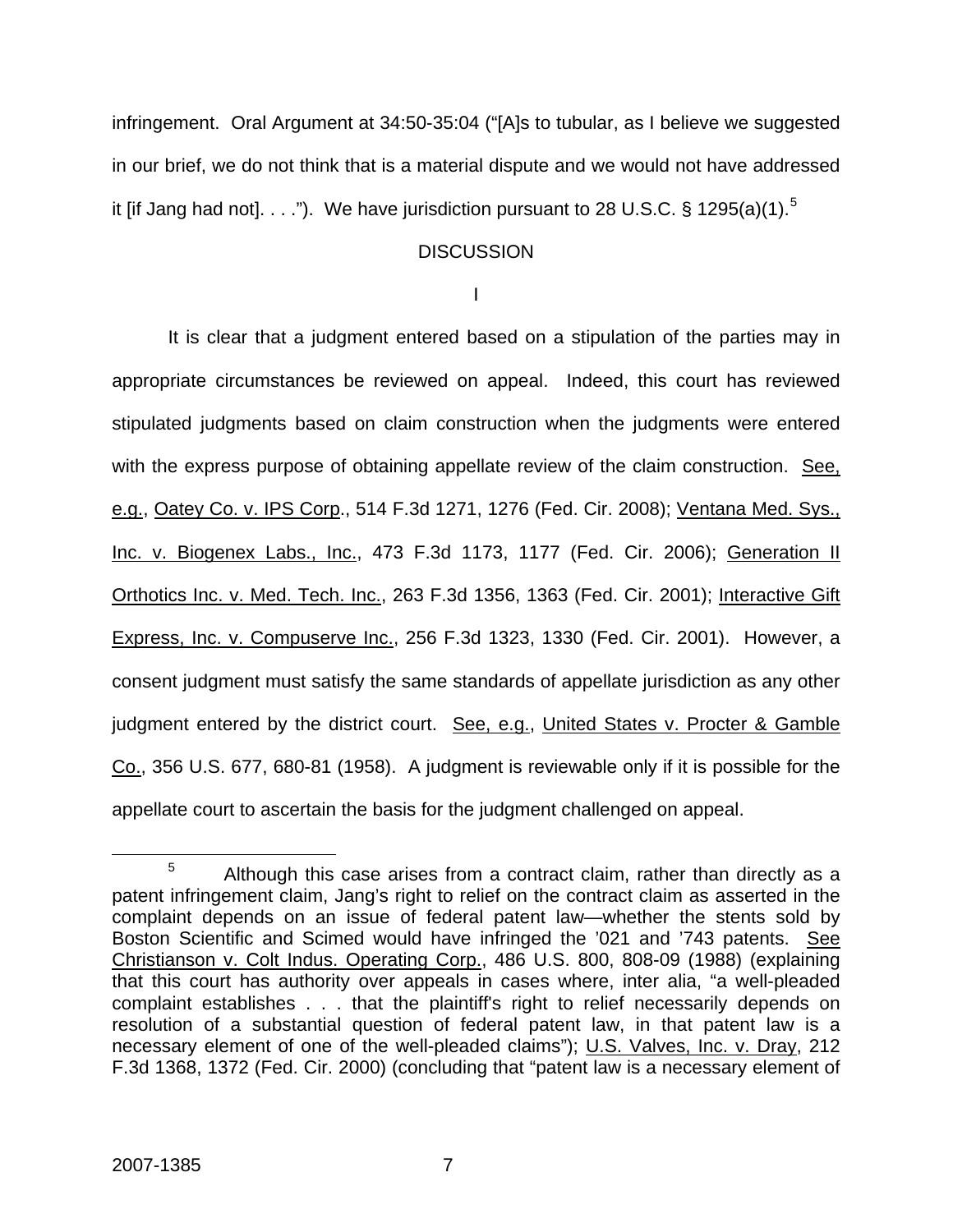infringement. Oral Argument at 34:50-35:04 ("[A]s to tubular, as I believe we suggested in our brief, we do not think that is a material dispute and we would not have addressed it [if Jang had not]. . . ."). We have jurisdiction pursuant to 28 U.S.C. § 1295(a)(1).[5]

## DISCUSSION

### I

It is clear that a judgment entered based on a stipulation of the parties may in appropriate circumstances be reviewed on appeal. Indeed, this court has reviewed stipulated judgments based on claim construction when the judgments were entered with the express purpose of obtaining appellate review of the claim construction. See, e.g., Oatey Co. v. IPS Corp., 514 F.3d 1271, 1276 (Fed. Cir. 2008); Ventana Med. Sys., Inc. v. Biogenex Labs., Inc., 473 F.3d 1173, 1177 (Fed. Cir. 2006); Generation II Orthotics Inc. v. Med. Tech. Inc., 263 F.3d 1356, 1363 (Fed. Cir. 2001); Interactive Gift Express, Inc. v. Compuserve Inc., 256 F.3d 1323, 1330 (Fed. Cir. 2001). However, a consent judgment must satisfy the same standards of appellate jurisdiction as any other judgment entered by the district court. See, e.g., United States v. Procter & Gamble Co., 356 U.S. 677, 680-81 (1958). A judgment is reviewable only if it is possible for the appellate court to ascertain the basis for the judgment challenged on appeal.

[5] Although this case arises from a contract claim, rather than directly as a patent infringement claim, Jang's right to relief on the contract claim as asserted in the complaint depends on an issue of federal patent law—whether the stents sold by Boston Scientific and Scimed would have infringed the '021 and '743 patents. See Christianson v. Colt Indus. Operating Corp., 486 U.S. 800, 808-09 (1988) (explaining that this court has authority over appeals in cases where, inter alia, "a well-pleaded complaint establishes . . . that the plaintiff's right to relief necessarily depends on resolution of a substantial question of federal patent law, in that patent law is a necessary element of one of the well-pleaded claims"); U.S. Valves, Inc. v. Dray, 212 F.3d 1368, 1372 (Fed. Cir. 2000) (concluding that "patent law is a necessary element of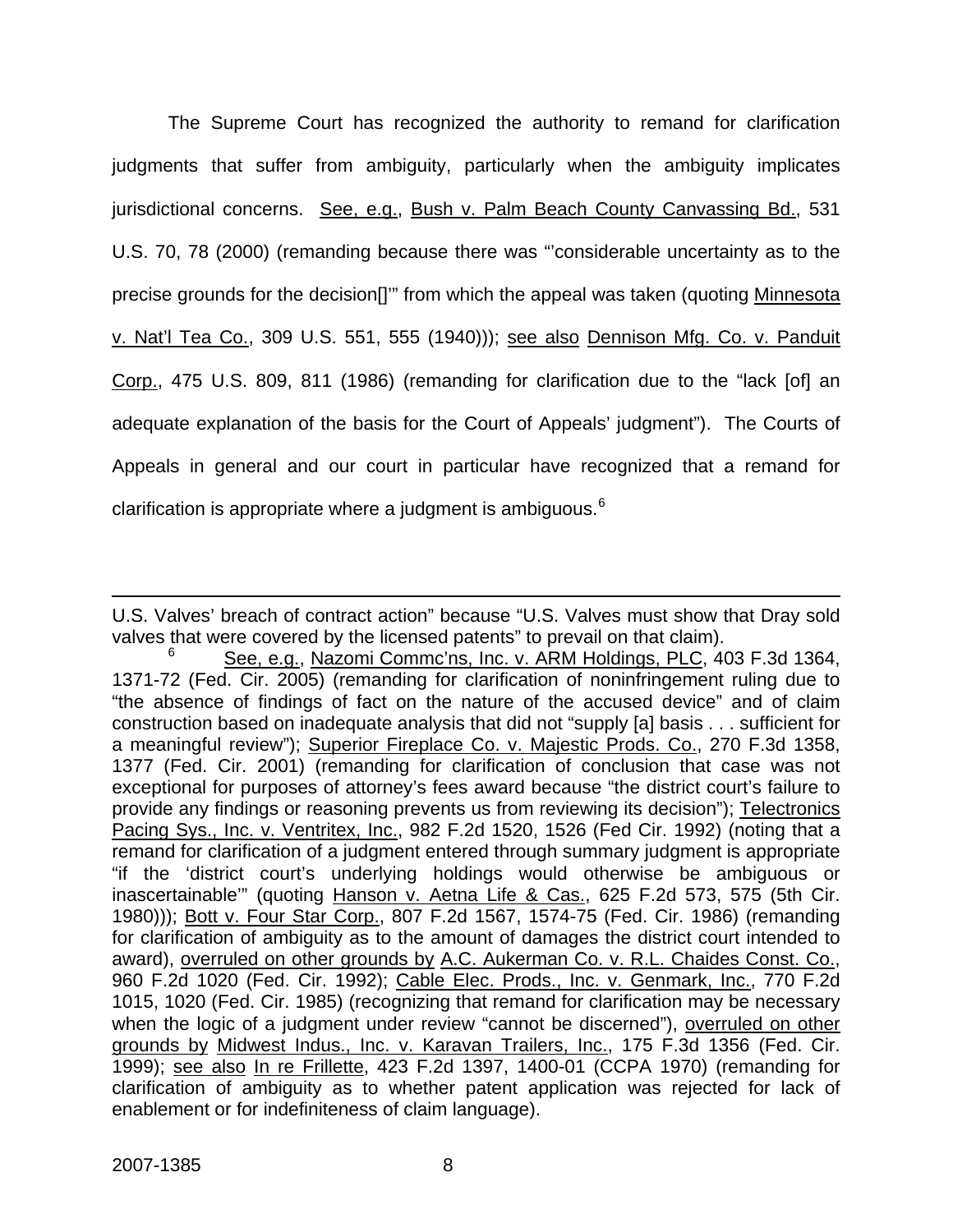The Supreme Court has recognized the authority to remand for clarification judgments that suffer from ambiguity, particularly when the ambiguity implicates jurisdictional concerns. See, e.g., Bush v. Palm Beach County Canvassing Bd., 531 U.S. 70, 78 (2000) (remanding because there was "'considerable uncertainty as to the precise grounds for the decision[]'" from which the appeal was taken (quoting Minnesota v. Nat'l Tea Co., 309 U.S. 551, 555 (1940))); see also Dennison Mfg. Co. v. Panduit Corp., 475 U.S. 809, 811 (1986) (remanding for clarification due to the "lack [of] an adequate explanation of the basis for the Court of Appeals' judgment"). The Courts of Appeals in general and our court in particular have recognized that a remand for clarification is appropriate where a judgment is ambiguous.[6]

---

U.S. Valves' breach of contract action" because "U.S. Valves must show that Dray sold valves that were covered by the licensed patents" to prevail on that claim).

[6] See, e.g., Nazomi Commc'ns, Inc. v. ARM Holdings, PLC, 403 F.3d 1364, 1371-72 (Fed. Cir. 2005) (remanding for clarification of noninfringement ruling due to "the absence of findings of fact on the nature of the accused device" and of claim construction based on inadequate analysis that did not "supply [a] basis . . . sufficient for a meaningful review"); Superior Fireplace Co. v. Majestic Prods. Co., 270 F.3d 1358, 1377 (Fed. Cir. 2001) (remanding for clarification of conclusion that case was not exceptional for purposes of attorney's fees award because "the district court's failure to provide any findings or reasoning prevents us from reviewing its decision"); Telectronics Pacing Sys., Inc. v. Ventritex, Inc., 982 F.2d 1520, 1526 (Fed Cir. 1992) (noting that a remand for clarification of a judgment entered through summary judgment is appropriate "if the 'district court's underlying holdings would otherwise be ambiguous or inascertainable'" (quoting Hanson v. Aetna Life & Cas., 625 F.2d 573, 575 (5th Cir. 1980))); Bott v. Four Star Corp., 807 F.2d 1567, 1574-75 (Fed. Cir. 1986) (remanding for clarification of ambiguity as to the amount of damages the district court intended to award), overruled on other grounds by A.C. Aukerman Co. v. R.L. Chaides Const. Co., 960 F.2d 1020 (Fed. Cir. 1992); Cable Elec. Prods., Inc. v. Genmark, Inc., 770 F.2d 1015, 1020 (Fed. Cir. 1985) (recognizing that remand for clarification may be necessary when the logic of a judgment under review "cannot be discerned"), overruled on other grounds by Midwest Indus., Inc. v. Karavan Trailers, Inc., 175 F.3d 1356 (Fed. Cir. 1999); see also In re Frillette, 423 F.2d 1397, 1400-01 (CCPA 1970) (remanding for clarification of ambiguity as to whether patent application was rejected for lack of enablement or for indefiniteness of claim language).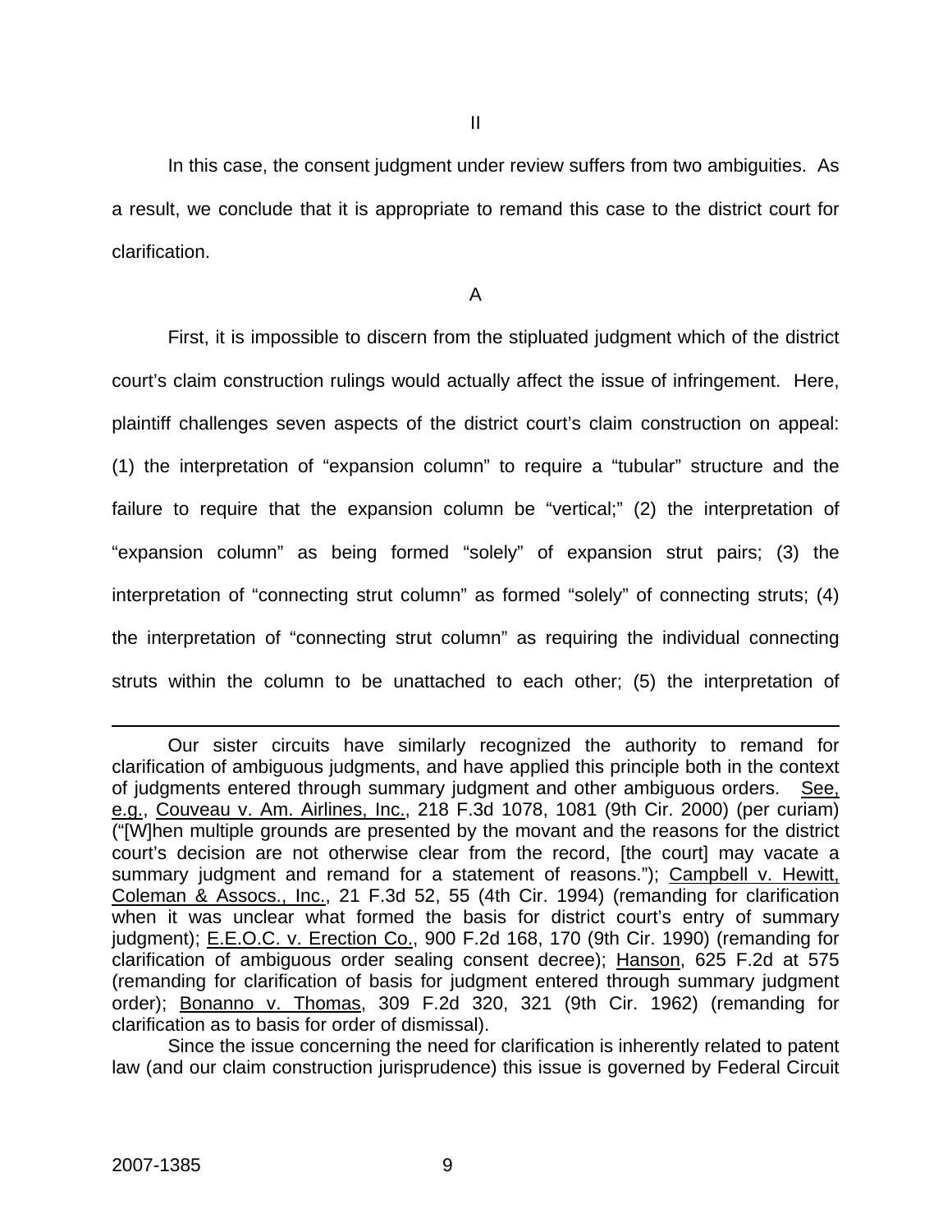## II

In this case, the consent judgment under review suffers from two ambiguities. As a result, we conclude that it is appropriate to remand this case to the district court for clarification.

### A

First, it is impossible to discern from the stipluated judgment which of the district court's claim construction rulings would actually affect the issue of infringement. Here, plaintiff challenges seven aspects of the district court's claim construction on appeal: (1) the interpretation of "expansion column" to require a "tubular" structure and the failure to require that the expansion column be "vertical;" (2) the interpretation of "expansion column" as being formed "solely" of expansion strut pairs; (3) the interpretation of "connecting strut column" as formed "solely" of connecting struts; (4) the interpretation of "connecting strut column" as requiring the individual connecting struts within the column to be unattached to each other; (5) the interpretation of

---

Our sister circuits have similarly recognized the authority to remand for clarification of ambiguous judgments, and have applied this principle both in the context of judgments entered through summary judgment and other ambiguous orders. See, e.g., Couveau v. Am. Airlines, Inc., 218 F.3d 1078, 1081 (9th Cir. 2000) (per curiam) ("[W]hen multiple grounds are presented by the movant and the reasons for the district court's decision are not otherwise clear from the record, [the court] may vacate a summary judgment and remand for a statement of reasons."); Campbell v. Hewitt, Coleman & Assocs., Inc., 21 F.3d 52, 55 (4th Cir. 1994) (remanding for clarification when it was unclear what formed the basis for district court's entry of summary judgment); E.E.O.C. v. Erection Co., 900 F.2d 168, 170 (9th Cir. 1990) (remanding for clarification of ambiguous order sealing consent decree); Hanson, 625 F.2d at 575 (remanding for clarification of basis for judgment entered through summary judgment order); Bonanno v. Thomas, 309 F.2d 320, 321 (9th Cir. 1962) (remanding for clarification as to basis for order of dismissal).

Since the issue concerning the need for clarification is inherently related to patent law (and our claim construction jurisprudence) this issue is governed by Federal Circuit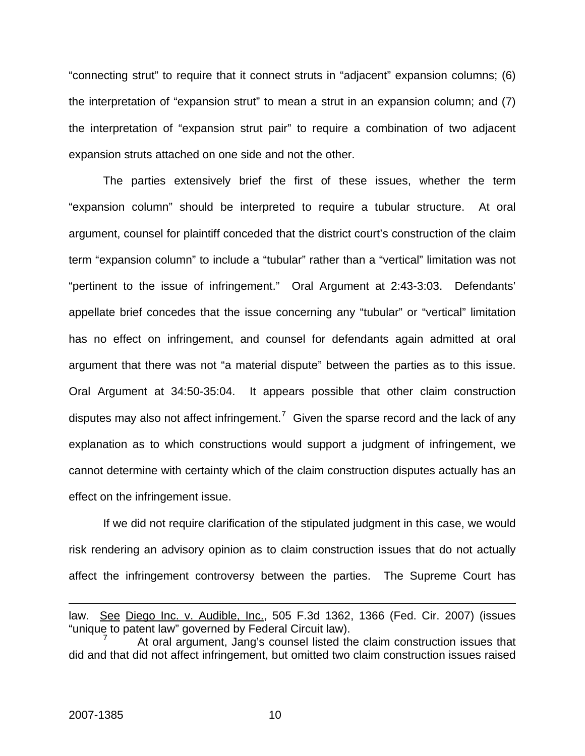"connecting strut" to require that it connect struts in "adjacent" expansion columns; (6) the interpretation of "expansion strut" to mean a strut in an expansion column; and (7) the interpretation of "expansion strut pair" to require a combination of two adjacent expansion struts attached on one side and not the other.

The parties extensively brief the first of these issues, whether the term "expansion column" should be interpreted to require a tubular structure. At oral argument, counsel for plaintiff conceded that the district court's construction of the claim term "expansion column" to include a "tubular" rather than a "vertical" limitation was not "pertinent to the issue of infringement." Oral Argument at 2:43-3:03. Defendants' appellate brief concedes that the issue concerning any "tubular" or "vertical" limitation has no effect on infringement, and counsel for defendants again admitted at oral argument that there was not "a material dispute" between the parties as to this issue. Oral Argument at 34:50-35:04. It appears possible that other claim construction disputes may also not affect infringement.[7] Given the sparse record and the lack of any explanation as to which constructions would support a judgment of infringement, we cannot determine with certainty which of the claim construction disputes actually has an effect on the infringement issue.

If we did not require clarification of the stipulated judgment in this case, we would risk rendering an advisory opinion as to claim construction issues that do not actually affect the infringement controversy between the parties. The Supreme Court has

---

law. See Diego Inc. v. Audible, Inc., 505 F.3d 1362, 1366 (Fed. Cir. 2007) (issues "unique to patent law" governed by Federal Circuit law).

[7] At oral argument, Jang's counsel listed the claim construction issues that did and that did not affect infringement, but omitted two claim construction issues raised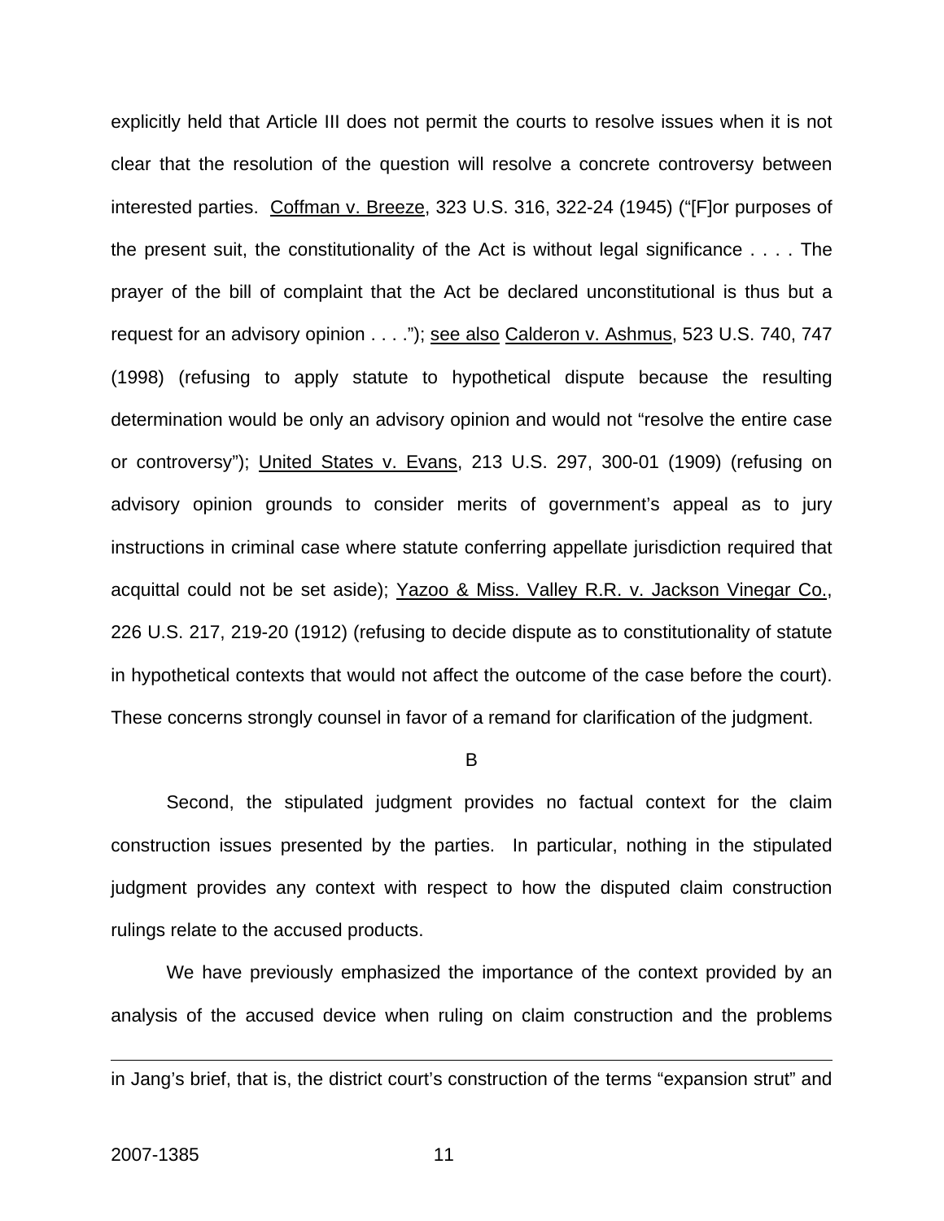explicitly held that Article III does not permit the courts to resolve issues when it is not clear that the resolution of the question will resolve a concrete controversy between interested parties. Coffman v. Breeze, 323 U.S. 316, 322-24 (1945) ("[F]or purposes of the present suit, the constitutionality of the Act is without legal significance . . . . The prayer of the bill of complaint that the Act be declared unconstitutional is thus but a request for an advisory opinion . . . ."); see also Calderon v. Ashmus, 523 U.S. 740, 747 (1998) (refusing to apply statute to hypothetical dispute because the resulting determination would be only an advisory opinion and would not "resolve the entire case or controversy"); United States v. Evans, 213 U.S. 297, 300-01 (1909) (refusing on advisory opinion grounds to consider merits of government's appeal as to jury instructions in criminal case where statute conferring appellate jurisdiction required that acquittal could not be set aside); Yazoo & Miss. Valley R.R. v. Jackson Vinegar Co., 226 U.S. 217, 219-20 (1912) (refusing to decide dispute as to constitutionality of statute in hypothetical contexts that would not affect the outcome of the case before the court). These concerns strongly counsel in favor of a remand for clarification of the judgment.

B

Second, the stipulated judgment provides no factual context for the claim construction issues presented by the parties. In particular, nothing in the stipulated judgment provides any context with respect to how the disputed claim construction rulings relate to the accused products.

We have previously emphasized the importance of the context provided by an analysis of the accused device when ruling on claim construction and the problems

---

in Jang's brief, that is, the district court's construction of the terms "expansion strut" and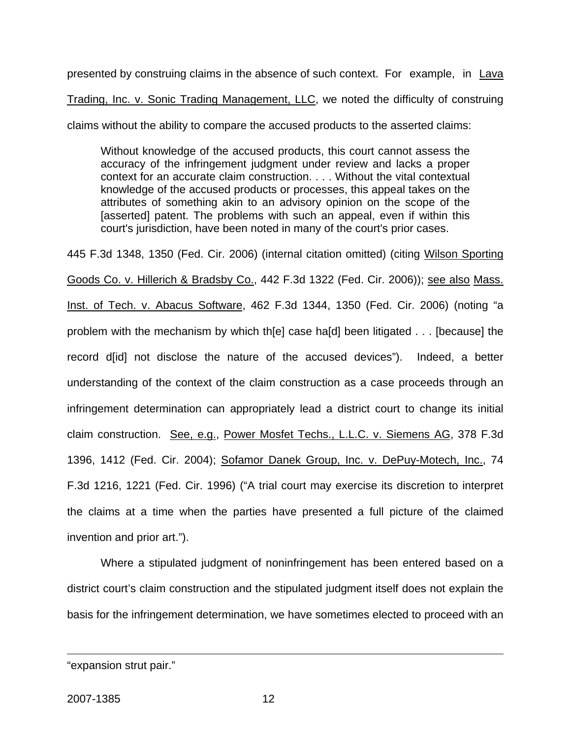presented by construing claims in the absence of such context. For example, in Lava Trading, Inc. v. Sonic Trading Management, LLC, we noted the difficulty of construing claims without the ability to compare the accused products to the asserted claims:

> Without knowledge of the accused products, this court cannot assess the accuracy of the infringement judgment under review and lacks a proper context for an accurate claim construction. . . . Without the vital contextual knowledge of the accused products or processes, this appeal takes on the attributes of something akin to an advisory opinion on the scope of the [asserted] patent. The problems with such an appeal, even if within this court's jurisdiction, have been noted in many of the court's prior cases.

445 F.3d 1348, 1350 (Fed. Cir. 2006) (internal citation omitted) (citing Wilson Sporting Goods Co. v. Hillerich & Bradsby Co., 442 F.3d 1322 (Fed. Cir. 2006)); see also Mass. Inst. of Tech. v. Abacus Software, 462 F.3d 1344, 1350 (Fed. Cir. 2006) (noting "a problem with the mechanism by which th[e] case ha[d] been litigated . . . [because] the record d[id] not disclose the nature of the accused devices"). Indeed, a better understanding of the context of the claim construction as a case proceeds through an infringement determination can appropriately lead a district court to change its initial claim construction. See, e.g., Power Mosfet Techs., L.L.C. v. Siemens AG, 378 F.3d 1396, 1412 (Fed. Cir. 2004); Sofamor Danek Group, Inc. v. DePuy-Motech, Inc., 74 F.3d 1216, 1221 (Fed. Cir. 1996) ("A trial court may exercise its discretion to interpret the claims at a time when the parties have presented a full picture of the claimed invention and prior art.").

Where a stipulated judgment of noninfringement has been entered based on a district court's claim construction and the stipulated judgment itself does not explain the basis for the infringement determination, we have sometimes elected to proceed with an

---

"expansion strut pair."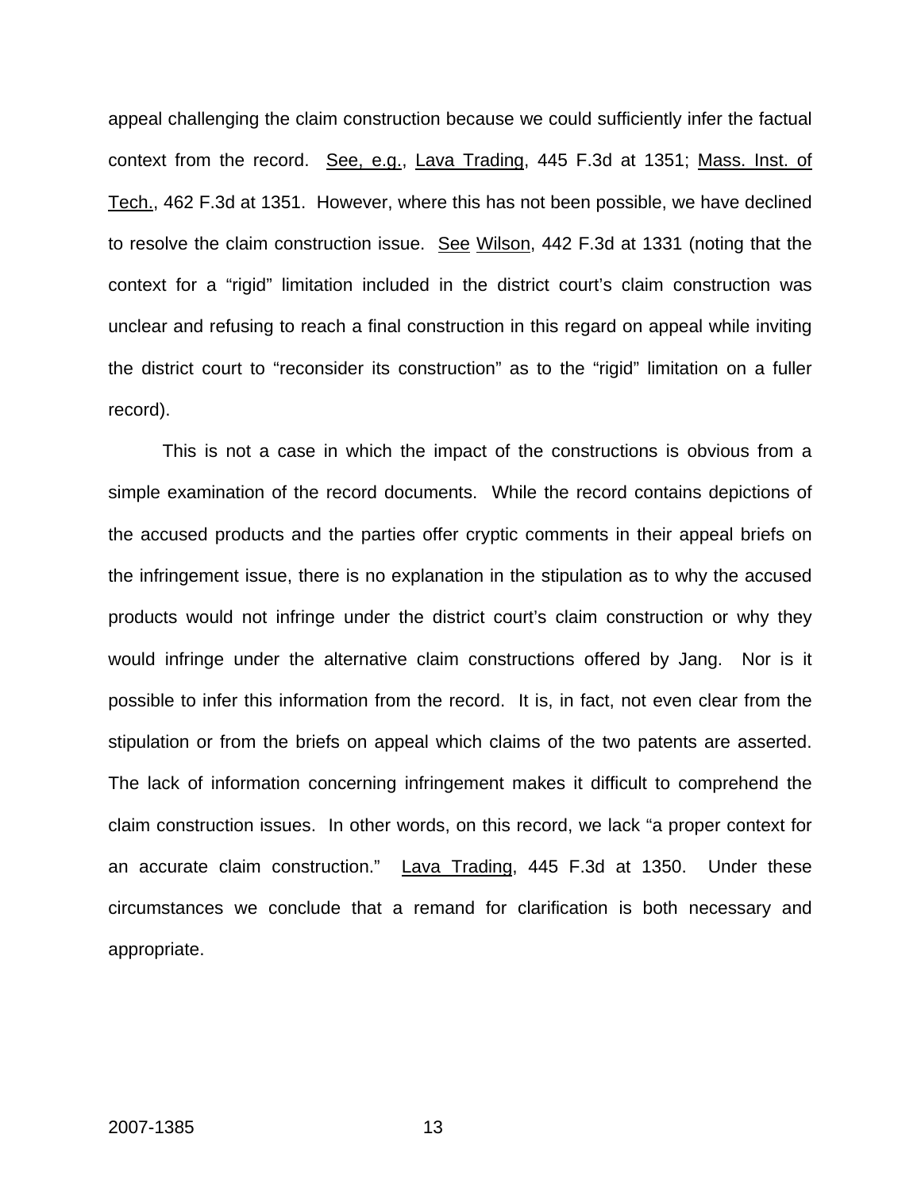appeal challenging the claim construction because we could sufficiently infer the factual context from the record. See, e.g., Lava Trading, 445 F.3d at 1351; Mass. Inst. of Tech., 462 F.3d at 1351. However, where this has not been possible, we have declined to resolve the claim construction issue. See Wilson, 442 F.3d at 1331 (noting that the context for a "rigid" limitation included in the district court's claim construction was unclear and refusing to reach a final construction in this regard on appeal while inviting the district court to "reconsider its construction" as to the "rigid" limitation on a fuller record).

This is not a case in which the impact of the constructions is obvious from a simple examination of the record documents. While the record contains depictions of the accused products and the parties offer cryptic comments in their appeal briefs on the infringement issue, there is no explanation in the stipulation as to why the accused products would not infringe under the district court's claim construction or why they would infringe under the alternative claim constructions offered by Jang. Nor is it possible to infer this information from the record. It is, in fact, not even clear from the stipulation or from the briefs on appeal which claims of the two patents are asserted. The lack of information concerning infringement makes it difficult to comprehend the claim construction issues. In other words, on this record, we lack "a proper context for an accurate claim construction." Lava Trading, 445 F.3d at 1350. Under these circumstances we conclude that a remand for clarification is both necessary and appropriate.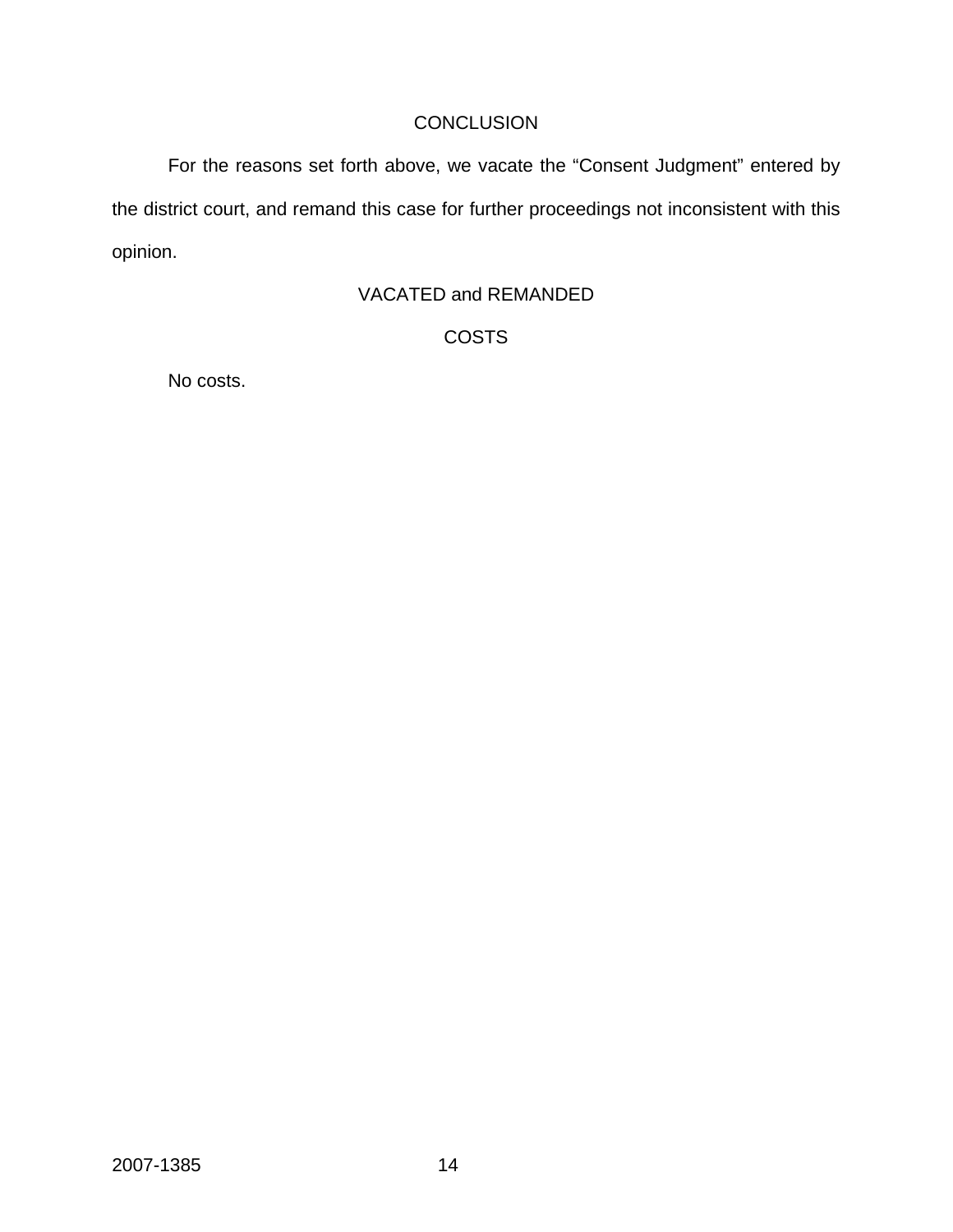## CONCLUSION

For the reasons set forth above, we vacate the "Consent Judgment" entered by the district court, and remand this case for further proceedings not inconsistent with this opinion.

VACATED and REMANDED

## COSTS

No costs.